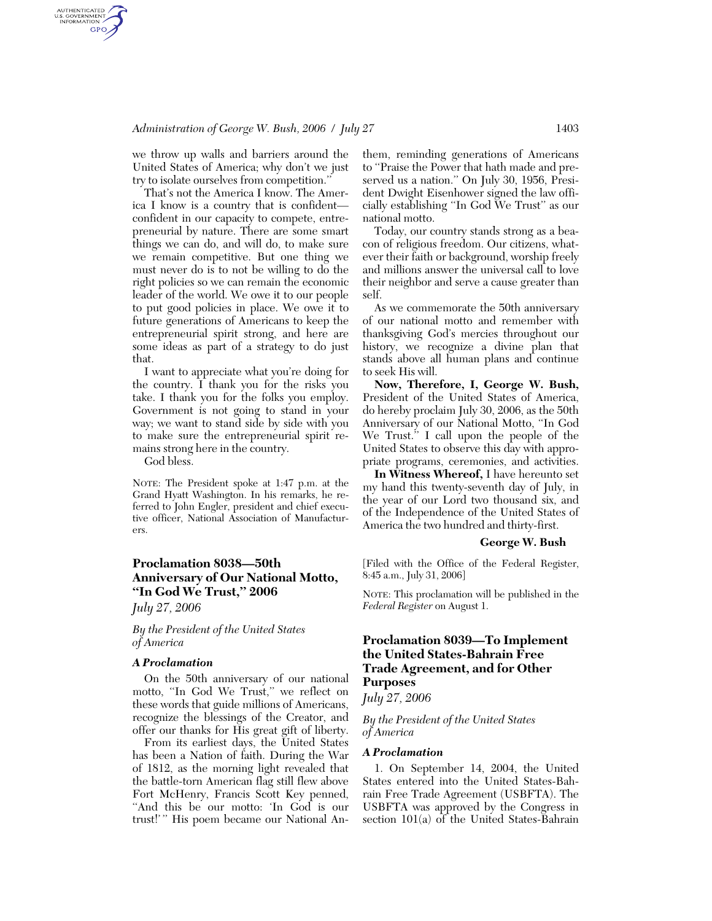we throw up walls and barriers around the United States of America; why don't we just try to isolate ourselves from competition."

That's not the America I know. The America I know is a country that is confident—confident in our capacity to compete, entrepreneurial by nature. There are some smart things we can do, and will do, to make sure we remain competitive. But one thing we must never do is to not be willing to do the right policies so we can remain the economic leader of the world. We owe it to our people to put good policies in place. We owe it to future generations of Americans to keep the entrepreneurial spirit strong, and here are some ideas as part of a strategy to do just that.

I want to appreciate what you're doing for the country. I thank you for the risks you take. I thank you for the folks you employ. Government is not going to stand in your way; we want to stand side by side with you to make sure the entrepreneurial spirit remains strong here in the country.

God bless.

NOTE: The President spoke at 1:47 p.m. at the Grand Hyatt Washington. In his remarks, he referred to John Engler, president and chief executive officer, National Association of Manufacturers.

## Proclamation 8038—50th Anniversary of Our National Motto, "In God We Trust," 2006

*July 27, 2006*

*By the President of the United States of America*

***A Proclamation***

On the 50th anniversary of our national motto, "In God We Trust," we reflect on these words that guide millions of Americans, recognize the blessings of the Creator, and offer our thanks for His great gift of liberty.

From its earliest days, the United States has been a Nation of faith. During the War of 1812, as the morning light revealed that the battle-torn American flag still flew above Fort McHenry, Francis Scott Key penned, "And this be our motto: 'In God is our trust!'" His poem became our National Anthem, reminding generations of Americans to "Praise the Power that hath made and preserved us a nation." On July 30, 1956, President Dwight Eisenhower signed the law officially establishing "In God We Trust" as our national motto.

Today, our country stands strong as a beacon of religious freedom. Our citizens, whatever their faith or background, worship freely and millions answer the universal call to love their neighbor and serve a cause greater than self.

As we commemorate the 50th anniversary of our national motto and remember with thanksgiving God's mercies throughout our history, we recognize a divine plan that stands above all human plans and continue to seek His will.

**Now, Therefore, I, George W. Bush,** President of the United States of America, do hereby proclaim July 30, 2006, as the 50th Anniversary of our National Motto, "In God We Trust." I call upon the people of the United States to observe this day with appropriate programs, ceremonies, and activities.

**In Witness Whereof,** I have hereunto set my hand this twenty-seventh day of July, in the year of our Lord two thousand six, and of the Independence of the United States of America the two hundred and thirty-first.

**George W. Bush**

[Filed with the Office of the Federal Register, 8:45 a.m., July 31, 2006]

NOTE: This proclamation will be published in the *Federal Register* on August 1.

## Proclamation 8039—To Implement the United States-Bahrain Free Trade Agreement, and for Other Purposes

*July 27, 2006*

*By the President of the United States of America*

***A Proclamation***

1. On September 14, 2004, the United States entered into the United States-Bahrain Free Trade Agreement (USBFTA). The USBFTA was approved by the Congress in section 101(a) of the United States-Bahrain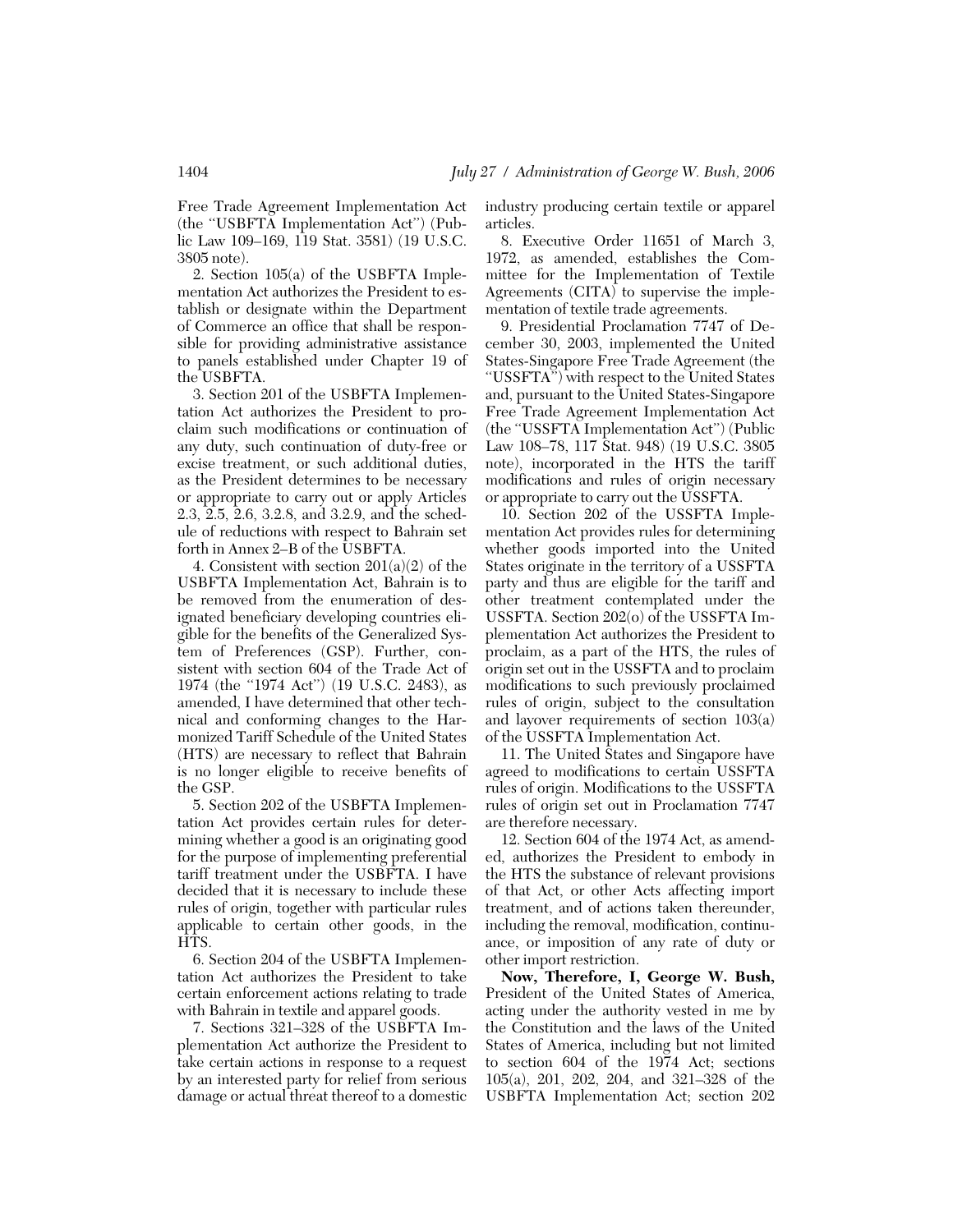Free Trade Agreement Implementation Act (the "USBFTA Implementation Act") (Public Law 109–169, 119 Stat. 3581) (19 U.S.C. 3805 note).

2. Section 105(a) of the USBFTA Implementation Act authorizes the President to establish or designate within the Department of Commerce an office that shall be responsible for providing administrative assistance to panels established under Chapter 19 of the USBFTA.

3. Section 201 of the USBFTA Implementation Act authorizes the President to proclaim such modifications or continuation of any duty, such continuation of duty-free or excise treatment, or such additional duties, as the President determines to be necessary or appropriate to carry out or apply Articles 2.3, 2.5, 2.6, 3.2.8, and 3.2.9, and the schedule of reductions with respect to Bahrain set forth in Annex 2–B of the USBFTA.

4. Consistent with section 201(a)(2) of the USBFTA Implementation Act, Bahrain is to be removed from the enumeration of designated beneficiary developing countries eligible for the benefits of the Generalized System of Preferences (GSP). Further, consistent with section 604 of the Trade Act of 1974 (the "1974 Act") (19 U.S.C. 2483), as amended, I have determined that other technical and conforming changes to the Harmonized Tariff Schedule of the United States (HTS) are necessary to reflect that Bahrain is no longer eligible to receive benefits of the GSP.

5. Section 202 of the USBFTA Implementation Act provides certain rules for determining whether a good is an originating good for the purpose of implementing preferential tariff treatment under the USBFTA. I have decided that it is necessary to include these rules of origin, together with particular rules applicable to certain other goods, in the HTS.

6. Section 204 of the USBFTA Implementation Act authorizes the President to take certain enforcement actions relating to trade with Bahrain in textile and apparel goods.

7. Sections 321–328 of the USBFTA Implementation Act authorize the President to take certain actions in response to a request by an interested party for relief from serious damage or actual threat thereof to a domestic industry producing certain textile or apparel articles.

8. Executive Order 11651 of March 3, 1972, as amended, establishes the Committee for the Implementation of Textile Agreements (CITA) to supervise the implementation of textile trade agreements.

9. Presidential Proclamation 7747 of December 30, 2003, implemented the United States-Singapore Free Trade Agreement (the "USSFTA") with respect to the United States and, pursuant to the United States-Singapore Free Trade Agreement Implementation Act (the "USSFTA Implementation Act") (Public Law 108–78, 117 Stat. 948) (19 U.S.C. 3805 note), incorporated in the HTS the tariff modifications and rules of origin necessary or appropriate to carry out the USSFTA.

10. Section 202 of the USSFTA Implementation Act provides rules for determining whether goods imported into the United States originate in the territory of a USSFTA party and thus are eligible for the tariff and other treatment contemplated under the USSFTA. Section 202(o) of the USSFTA Implementation Act authorizes the President to proclaim, as a part of the HTS, the rules of origin set out in the USSFTA and to proclaim modifications to such previously proclaimed rules of origin, subject to the consultation and layover requirements of section 103(a) of the USSFTA Implementation Act.

11. The United States and Singapore have agreed to modifications to certain USSFTA rules of origin. Modifications to the USSFTA rules of origin set out in Proclamation 7747 are therefore necessary.

12. Section 604 of the 1974 Act, as amended, authorizes the President to embody in the HTS the substance of relevant provisions of that Act, or other Acts affecting import treatment, and of actions taken thereunder, including the removal, modification, continuance, or imposition of any rate of duty or other import restriction.

**Now, Therefore, I, George W. Bush,** President of the United States of America, acting under the authority vested in me by the Constitution and the laws of the United States of America, including but not limited to section 604 of the 1974 Act; sections 105(a), 201, 202, 204, and 321–328 of the USBFTA Implementation Act; section 202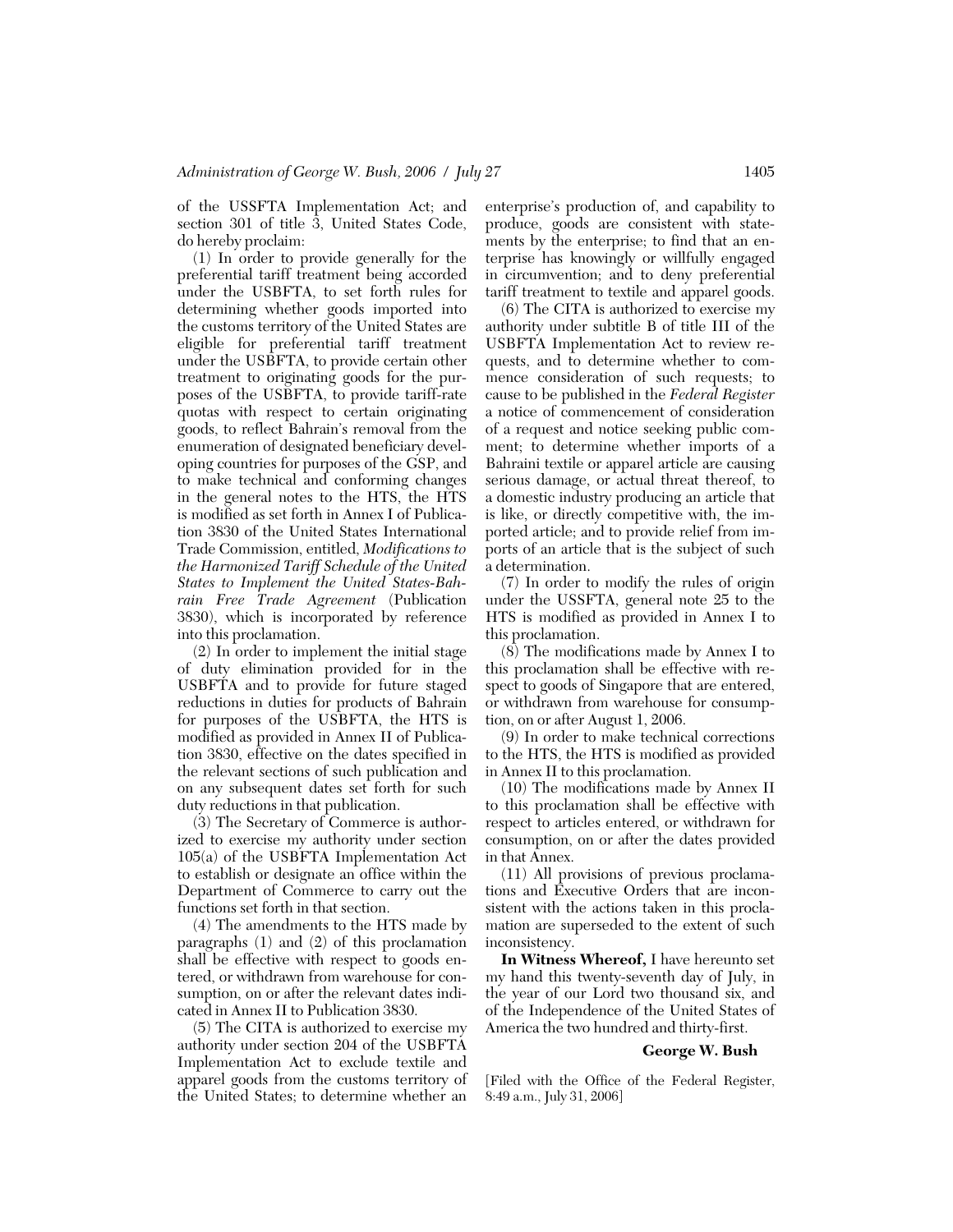of the USSFTA Implementation Act; and section 301 of title 3, United States Code, do hereby proclaim:

(1) In order to provide generally for the preferential tariff treatment being accorded under the USBFTA, to set forth rules for determining whether goods imported into the customs territory of the United States are eligible for preferential tariff treatment under the USBFTA, to provide certain other treatment to originating goods for the purposes of the USBFTA, to provide tariff-rate quotas with respect to certain originating goods, to reflect Bahrain's removal from the enumeration of designated beneficiary developing countries for purposes of the GSP, and to make technical and conforming changes in the general notes to the HTS, the HTS is modified as set forth in Annex I of Publication 3830 of the United States International Trade Commission, entitled, *Modifications to the Harmonized Tariff Schedule of the United States to Implement the United States-Bahrain Free Trade Agreement* (Publication 3830), which is incorporated by reference into this proclamation.

(2) In order to implement the initial stage of duty elimination provided for in the USBFTA and to provide for future staged reductions in duties for products of Bahrain for purposes of the USBFTA, the HTS is modified as provided in Annex II of Publication 3830, effective on the dates specified in the relevant sections of such publication and on any subsequent dates set forth for such duty reductions in that publication.

(3) The Secretary of Commerce is authorized to exercise my authority under section 105(a) of the USBFTA Implementation Act to establish or designate an office within the Department of Commerce to carry out the functions set forth in that section.

(4) The amendments to the HTS made by paragraphs (1) and (2) of this proclamation shall be effective with respect to goods entered, or withdrawn from warehouse for consumption, on or after the relevant dates indicated in Annex II to Publication 3830.

(5) The CITA is authorized to exercise my authority under section 204 of the USBFTA Implementation Act to exclude textile and apparel goods from the customs territory of the United States; to determine whether an enterprise's production of, and capability to produce, goods are consistent with statements by the enterprise; to find that an enterprise has knowingly or willfully engaged in circumvention; and to deny preferential tariff treatment to textile and apparel goods.

(6) The CITA is authorized to exercise my authority under subtitle B of title III of the USBFTA Implementation Act to review requests, and to determine whether to commence consideration of such requests; to cause to be published in the *Federal Register* a notice of commencement of consideration of a request and notice seeking public comment; to determine whether imports of a Bahraini textile or apparel article are causing serious damage, or actual threat thereof, to a domestic industry producing an article that is like, or directly competitive with, the imported article; and to provide relief from imports of an article that is the subject of such a determination.

(7) In order to modify the rules of origin under the USSFTA, general note 25 to the HTS is modified as provided in Annex I to this proclamation.

(8) The modifications made by Annex I to this proclamation shall be effective with respect to goods of Singapore that are entered, or withdrawn from warehouse for consumption, on or after August 1, 2006.

(9) In order to make technical corrections to the HTS, the HTS is modified as provided in Annex II to this proclamation.

(10) The modifications made by Annex II to this proclamation shall be effective with respect to articles entered, or withdrawn for consumption, on or after the dates provided in that Annex.

(11) All provisions of previous proclamations and Executive Orders that are inconsistent with the actions taken in this proclamation are superseded to the extent of such inconsistency.

**In Witness Whereof,** I have hereunto set my hand this twenty-seventh day of July, in the year of our Lord two thousand six, and of the Independence of the United States of America the two hundred and thirty-first.

**George W. Bush**

[Filed with the Office of the Federal Register, 8:49 a.m., July 31, 2006]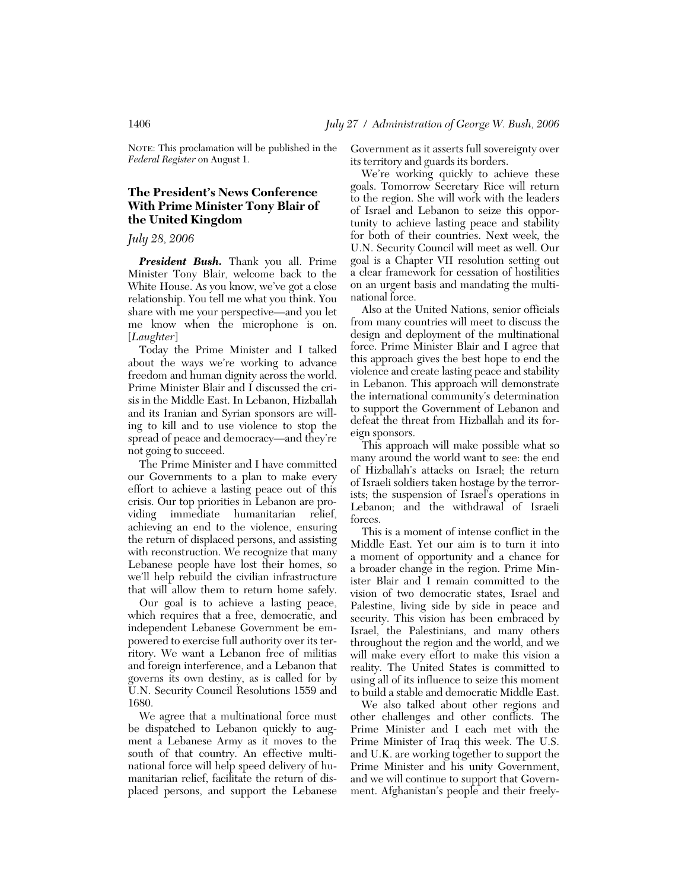NOTE: This proclamation will be published in the *Federal Register* on August 1.

## The President's News Conference With Prime Minister Tony Blair of the United Kingdom

*July 28, 2006*

***President Bush.*** Thank you all. Prime Minister Tony Blair, welcome back to the White House. As you know, we've got a close relationship. You tell me what you think. You share with me your perspective—and you let me know when the microphone is on. [*Laughter*]

Today the Prime Minister and I talked about the ways we're working to advance freedom and human dignity across the world. Prime Minister Blair and I discussed the crisis in the Middle East. In Lebanon, Hizballah and its Iranian and Syrian sponsors are willing to kill and to use violence to stop the spread of peace and democracy—and they're not going to succeed.

The Prime Minister and I have committed our Governments to a plan to make every effort to achieve a lasting peace out of this crisis. Our top priorities in Lebanon are providing immediate humanitarian relief, achieving an end to the violence, ensuring the return of displaced persons, and assisting with reconstruction. We recognize that many Lebanese people have lost their homes, so we'll help rebuild the civilian infrastructure that will allow them to return home safely.

Our goal is to achieve a lasting peace, which requires that a free, democratic, and independent Lebanese Government be empowered to exercise full authority over its territory. We want a Lebanon free of militias and foreign interference, and a Lebanon that governs its own destiny, as is called for by U.N. Security Council Resolutions 1559 and 1680.

We agree that a multinational force must be dispatched to Lebanon quickly to augment a Lebanese Army as it moves to the south of that country. An effective multinational force will help speed delivery of humanitarian relief, facilitate the return of displaced persons, and support the Lebanese Government as it asserts full sovereignty over its territory and guards its borders.

We're working quickly to achieve these goals. Tomorrow Secretary Rice will return to the region. She will work with the leaders of Israel and Lebanon to seize this opportunity to achieve lasting peace and stability for both of their countries. Next week, the U.N. Security Council will meet as well. Our goal is a Chapter VII resolution setting out a clear framework for cessation of hostilities on an urgent basis and mandating the multinational force.

Also at the United Nations, senior officials from many countries will meet to discuss the design and deployment of the multinational force. Prime Minister Blair and I agree that this approach gives the best hope to end the violence and create lasting peace and stability in Lebanon. This approach will demonstrate the international community's determination to support the Government of Lebanon and defeat the threat from Hizballah and its foreign sponsors.

This approach will make possible what so many around the world want to see: the end of Hizballah's attacks on Israel; the return of Israeli soldiers taken hostage by the terrorists; the suspension of Israel's operations in Lebanon; and the withdrawal of Israeli forces.

This is a moment of intense conflict in the Middle East. Yet our aim is to turn it into a moment of opportunity and a chance for a broader change in the region. Prime Minister Blair and I remain committed to the vision of two democratic states, Israel and Palestine, living side by side in peace and security. This vision has been embraced by Israel, the Palestinians, and many others throughout the region and the world, and we will make every effort to make this vision a reality. The United States is committed to using all of its influence to seize this moment to build a stable and democratic Middle East.

We also talked about other regions and other challenges and other conflicts. The Prime Minister and I each met with the Prime Minister of Iraq this week. The U.S. and U.K. are working together to support the Prime Minister and his unity Government, and we will continue to support that Government. Afghanistan's people and their freely-